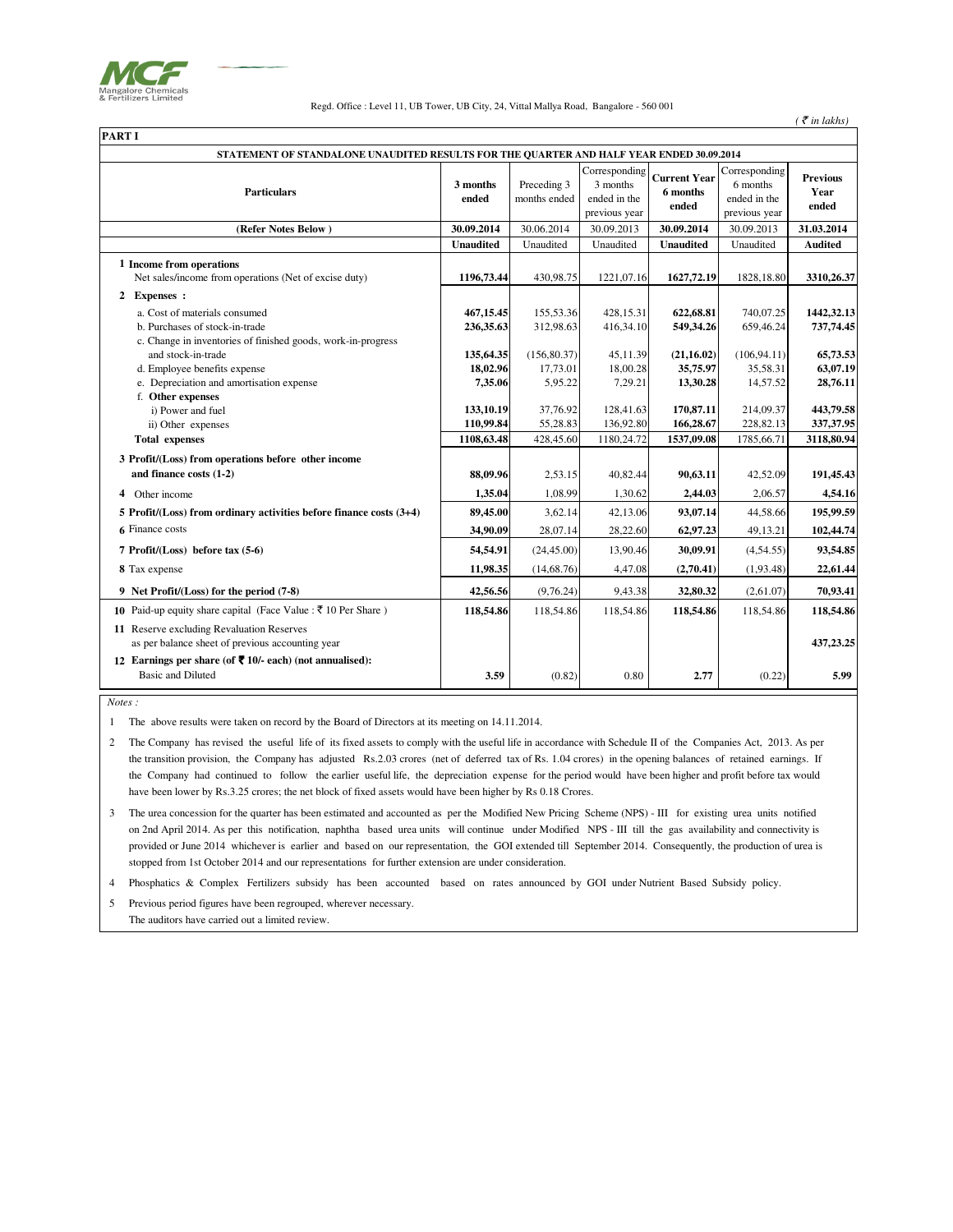Mangalore Chemicals & Fertilizers Limited

Regd. Office : Level 11, UB Tower, UB City, 24, Vittal Mallya Road, Bangalore - 560 001

*( ₹ in lakhs)*

**PART I**

**STATEMENT OF STANDALONE UNAUDITED RESULTS FOR THE QUARTER AND HALF YEAR ENDED 30.09.2014**

| Particulars | 3 months ended | Preceding 3 months ended | Corresponding 3 months ended in the previous year | Current Year 6 months ended | Corresponding 6 months ended in the previous year | Previous Year ended |
|---|---|---|---|---|---|---|
| (Refer Notes Below ) | 30.09.2014 | 30.06.2014 | 30.09.2013 | 30.09.2014 | 30.09.2013 | 31.03.2014 |
| | Unaudited | Unaudited | Unaudited | Unaudited | Unaudited | Audited |
| **1 Income from operations** | | | | | | |
| Net sales/income from operations (Net of excise duty) | **1196,73.44** | 430,98.75 | 1221,07.16 | **1627,72.19** | 1828,18.80 | **3310,26.37** |
| **2 Expenses :** | | | | | | |
| a. Cost of materials consumed | **467,15.45** | 155,53.36 | 428,15.31 | **622,68.81** | 740,07.25 | **1442,32.13** |
| b. Purchases of stock-in-trade | **236,35.63** | 312,98.63 | 416,34.10 | **549,34.26** | 659,46.24 | **737,74.45** |
| c. Change in inventories of finished goods, work-in-progress and stock-in-trade | **135,64.35** | (156,80.37) | 45,11.39 | **(21,16.02)** | (106,94.11) | **65,73.53** |
| d. Employee benefits expense | **18,02.96** | 17,73.01 | 18,00.28 | **35,75.97** | 35,58.31 | **63,07.19** |
| e. Depreciation and amortisation expense | **7,35.06** | 5,95.22 | 7,29.21 | **13,30.28** | 14,57.52 | **28,76.11** |
| f. **Other expenses** | | | | | | |
| i) Power and fuel | **133,10.19** | 37,76.92 | 128,41.63 | **170,87.11** | 214,09.37 | **443,79.58** |
| ii) Other expenses | **110,99.84** | 55,28.83 | 136,92.80 | **166,28.67** | 228,82.13 | **337,37.95** |
| **Total expenses** | **1108,63.48** | 428,45.60 | 1180,24.72 | **1537,09.08** | 1785,66.71 | **3118,80.94** |
| **3 Profit/(Loss) from operations before other income and finance costs (1-2)** | **88,09.96** | 2,53.15 | 40,82.44 | **90,63.11** | 42,52.09 | **191,45.43** |
| 4 Other income | **1,35.04** | 1,08.99 | 1,30.62 | **2,44.03** | 2,06.57 | **4,54.16** |
| **5 Profit/(Loss) from ordinary activities before finance costs (3+4)** | **89,45.00** | 3,62.14 | 42,13.06 | **93,07.14** | 44,58.66 | **195,99.59** |
| 6 Finance costs | **34,90.09** | 28,07.14 | 28,22.60 | **62,97.23** | 49,13.21 | **102,44.74** |
| **7 Profit/(Loss) before tax (5-6)** | **54,54.91** | (24,45.00) | 13,90.46 | **30,09.91** | (4,54.55) | **93,54.85** |
| 8 Tax expense | **11,98.35** | (14,68.76) | 4,47.08 | **(2,70.41)** | (1,93.48) | **22,61.44** |
| **9 Net Profit/(Loss) for the period (7-8)** | **42,56.56** | (9,76.24) | 9,43.38 | **32,80.32** | (2,61.07) | **70,93.41** |
| 10 Paid-up equity share capital (Face Value : ₹ 10 Per Share ) | **118,54.86** | 118,54.86 | 118,54.86 | **118,54.86** | 118,54.86 | **118,54.86** |
| 11 Reserve excluding Revaluation Reserves as per balance sheet of previous accounting year | | | | | | **437,23.25** |
| **12 Earnings per share (of ₹ 10/- each) (not annualised):** Basic and Diluted | **3.59** | (0.82) | 0.80 | **2.77** | (0.22) | **5.99** |

*Notes :*

1. The above results were taken on record by the Board of Directors at its meeting on 14.11.2014.

2. The Company has revised the useful life of its fixed assets to comply with the useful life in accordance with Schedule II of the Companies Act, 2013. As per the transition provision, the Company has adjusted Rs.2.03 crores (net of deferred tax of Rs. 1.04 crores) in the opening balances of retained earnings. If the Company had continued to follow the earlier useful life, the depreciation expense for the period would have been higher and profit before tax would have been lower by Rs.3.25 crores; the net block of fixed assets would have been higher by Rs 0.18 Crores.

3. The urea concession for the quarter has been estimated and accounted as per the Modified New Pricing Scheme (NPS) - III for existing urea units notified on 2nd April 2014. As per this notification, naphtha based urea units will continue under Modified NPS - III till the gas availability and connectivity is provided or June 2014 whichever is earlier and based on our representation, the GOI extended till September 2014. Consequently, the production of urea is stopped from 1st October 2014 and our representations for further extension are under consideration.

4. Phosphatics & Complex Fertilizers subsidy has been accounted based on rates announced by GOI under Nutrient Based Subsidy policy.

5. Previous period figures have been regrouped, wherever necessary.

The auditors have carried out a limited review.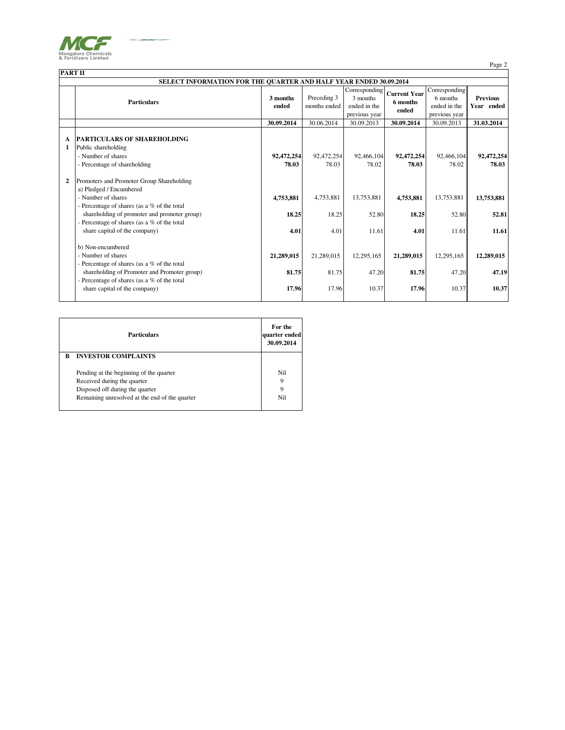**PART II**

**SELECT INFORMATION FOR THE QUARTER AND HALF YEAR ENDED 30.09.2014**

| | Particulars | 3 months ended | Preceding 3 months ended | Corresponding 3 months ended in the previous year | Current Year 6 months ended | Corresponding 6 months ended in the previous year | Previous Year ended |
|---|---|---|---|---|---|---|---|
| | | **30.09.2014** | 30.06.2014 | 30.09.2013 | **30.09.2014** | 30.09.2013 | **31.03.2014** |
| **A** | **PARTICULARS OF SHAREHOLDING** | | | | | | |
| **1** | Public shareholding | | | | | | |
| | - Number of shares | **92,472,254** | 92,472,254 | 92,466,104 | **92,472,254** | 92,466,104 | **92,472,254** |
| | - Percentage of shareholding | **78.03** | 78.03 | 78.02 | **78.03** | 78.02 | **78.03** |
| **2** | Promoters and Promoter Group Shareholding | | | | | | |
| | a) Pledged / Encumbered | | | | | | |
| | - Number of shares | **4,753,881** | 4,753,881 | 13,753,881 | **4,753,881** | 13,753,881 | **13,753,881** |
| | - Percentage of shares (as a % of the total shareholding of promoter and promoter group) | **18.25** | 18.25 | 52.80 | **18.25** | 52.80 | **52.81** |
| | - Percentage of shares (as a % of the total share capital of the company) | **4.01** | 4.01 | 11.61 | **4.01** | 11.61 | **11.61** |
| | b) Non-encumbered | | | | | | |
| | - Number of shares | **21,289,015** | 21,289,015 | 12,295,165 | **21,289,015** | 12,295,165 | **12,289,015** |
| | - Percentage of shares (as a % of the total shareholding of Promoter and Promoter group) | **81.75** | 81.75 | 47.20 | **81.75** | 47.20 | **47.19** |
| | - Percentage of shares (as a % of the total share capital of the company) | **17.96** | 17.96 | 10.37 | **17.96** | 10.37 | **10.37** |

| | Particulars | For the quarter ended 30.09.2014 |
|---|---|---|
| **B** | **INVESTOR COMPLAINTS** | |
| | Pending at the beginning of the quarter | Nil |
| | Received during the quarter | 9 |
| | Disposed off during the quarter | 9 |
| | Remaining unresolved at the end of the quarter | Nil |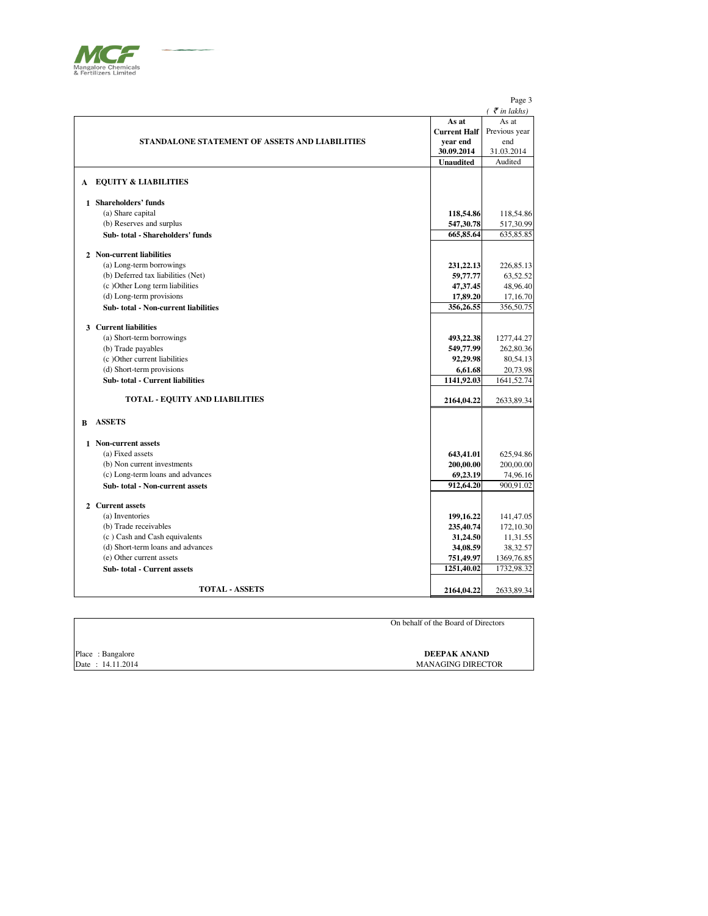Mangalore Chemicals & Fertilizers Limited

( ₹ in lakhs)

| STANDALONE STATEMENT OF ASSETS AND LIABILITIES | As at Current Half year end 30.09.2014 Unaudited | As at Previous year end 31.03.2014 Audited |
|---|---|---|
| **A EQUITY & LIABILITIES** | | |
| **1 Shareholders' funds** | | |
| (a) Share capital | **118,54.86** | 118,54.86 |
| (b) Reserves and surplus | **547,30.78** | 517,30.99 |
| **Sub- total - Shareholders' funds** | **665,85.64** | 635,85.85 |
| **2 Non-current liabilities** | | |
| (a) Long-term borrowings | **231,22.13** | 226,85.13 |
| (b) Deferred tax liabilities (Net) | **59,77.77** | 63,52.52 |
| (c )Other Long term liabilities | **47,37.45** | 48,96.40 |
| (d) Long-term provisions | **17,89.20** | 17,16.70 |
| **Sub- total - Non-current liabilities** | **356,26.55** | 356,50.75 |
| **3 Current liabilities** | | |
| (a) Short-term borrowings | **493,22.38** | 1277,44.27 |
| (b) Trade payables | **549,77.99** | 262,80.36 |
| (c )Other current liabilities | **92,29.98** | 80,54.13 |
| (d) Short-term provisions | **6,61.68** | 20,73.98 |
| **Sub- total - Current liabilities** | **1141,92.03** | 1641,52.74 |
| **TOTAL - EQUITY AND LIABILITIES** | **2164,04.22** | 2633,89.34 |
| **B ASSETS** | | |
| **1 Non-current assets** | | |
| (a) Fixed assets | **643,41.01** | 625,94.86 |
| (b) Non current investments | **200,00.00** | 200,00.00 |
| (c) Long-term loans and advances | **69,23.19** | 74,96.16 |
| **Sub- total - Non-current assets** | **912,64.20** | 900,91.02 |
| **2 Current assets** | | |
| (a) Inventories | **199,16.22** | 141,47.05 |
| (b) Trade receivables | **235,40.74** | 172,10.30 |
| (c ) Cash and Cash equivalents | **31,24.50** | 11,31.55 |
| (d) Short-term loans and advances | **34,08.59** | 38,32.57 |
| (e) Other current assets | **751,49.97** | 1369,76.85 |
| **Sub- total - Current assets** | **1251,40.02** | 1732,98.32 |
| **TOTAL - ASSETS** | **2164,04.22** | 2633,89.34 |

On behalf of the Board of Directors

Place : Bangalore
Date : 14.11.2014

**DEEPAK ANAND**
MANAGING DIRECTOR